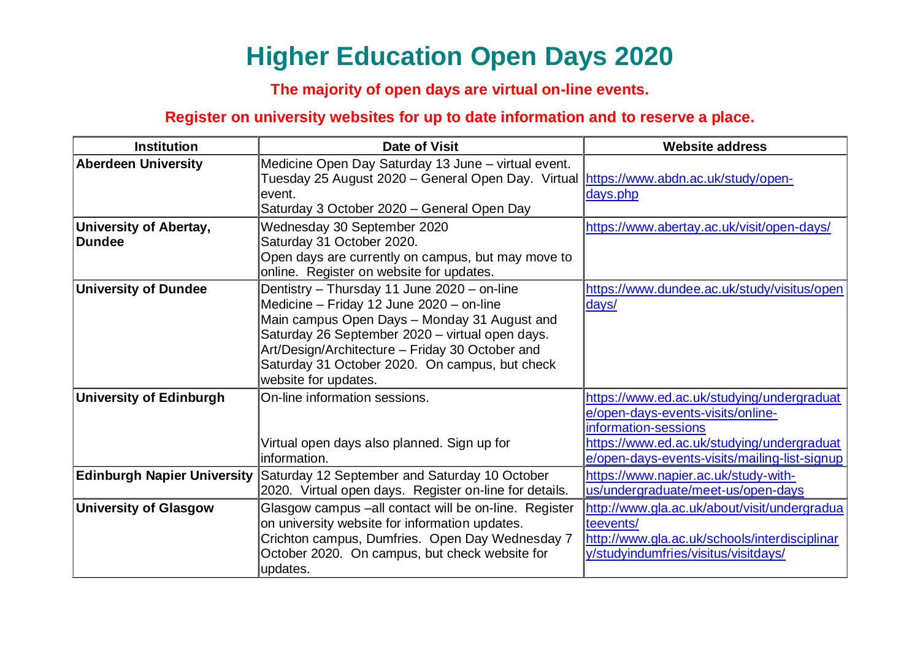# Higher Education Open Days 2020

**The majority of open days are virtual on-line events.**

**Register on university websites for up to date information and to reserve a place.**

| Institution | Date of Visit | Website address |
|---|---|---|
| **Aberdeen University** | Medicine Open Day Saturday 13 June – virtual event. Tuesday 25 August 2020 – General Open Day. Virtual event. Saturday 3 October 2020 – General Open Day | https://www.abdn.ac.uk/study/open-days.php |
| **University of Abertay, Dundee** | Wednesday 30 September 2020 Saturday 31 October 2020. Open days are currently on campus, but may move to online. Register on website for updates. | https://www.abertay.ac.uk/visit/open-days/ |
| **University of Dundee** | Dentistry – Thursday 11 June 2020 – on-line Medicine – Friday 12 June 2020 – on-line Main campus Open Days – Monday 31 August and Saturday 26 September 2020 – virtual open days. Art/Design/Architecture – Friday 30 October and Saturday 31 October 2020. On campus, but check website for updates. | https://www.dundee.ac.uk/study/visitus/opendays/ |
| **University of Edinburgh** | On-line information sessions. Virtual open days also planned. Sign up for information. | https://www.ed.ac.uk/studying/undergraduate/open-days-events-visits/online-information-sessions https://www.ed.ac.uk/studying/undergraduate/open-days-events-visits/mailing-list-signup |
| **Edinburgh Napier University** | Saturday 12 September and Saturday 10 October 2020. Virtual open days. Register on-line for details. | https://www.napier.ac.uk/study-with-us/undergraduate/meet-us/open-days |
| **University of Glasgow** | Glasgow campus –all contact will be on-line. Register on university website for information updates. Crichton campus, Dumfries. Open Day Wednesday 7 October 2020. On campus, but check website for updates. | http://www.gla.ac.uk/about/visit/undergraduateevents/ http://www.gla.ac.uk/schools/interdisciplinary/studyindumfries/visitus/visitdays/ |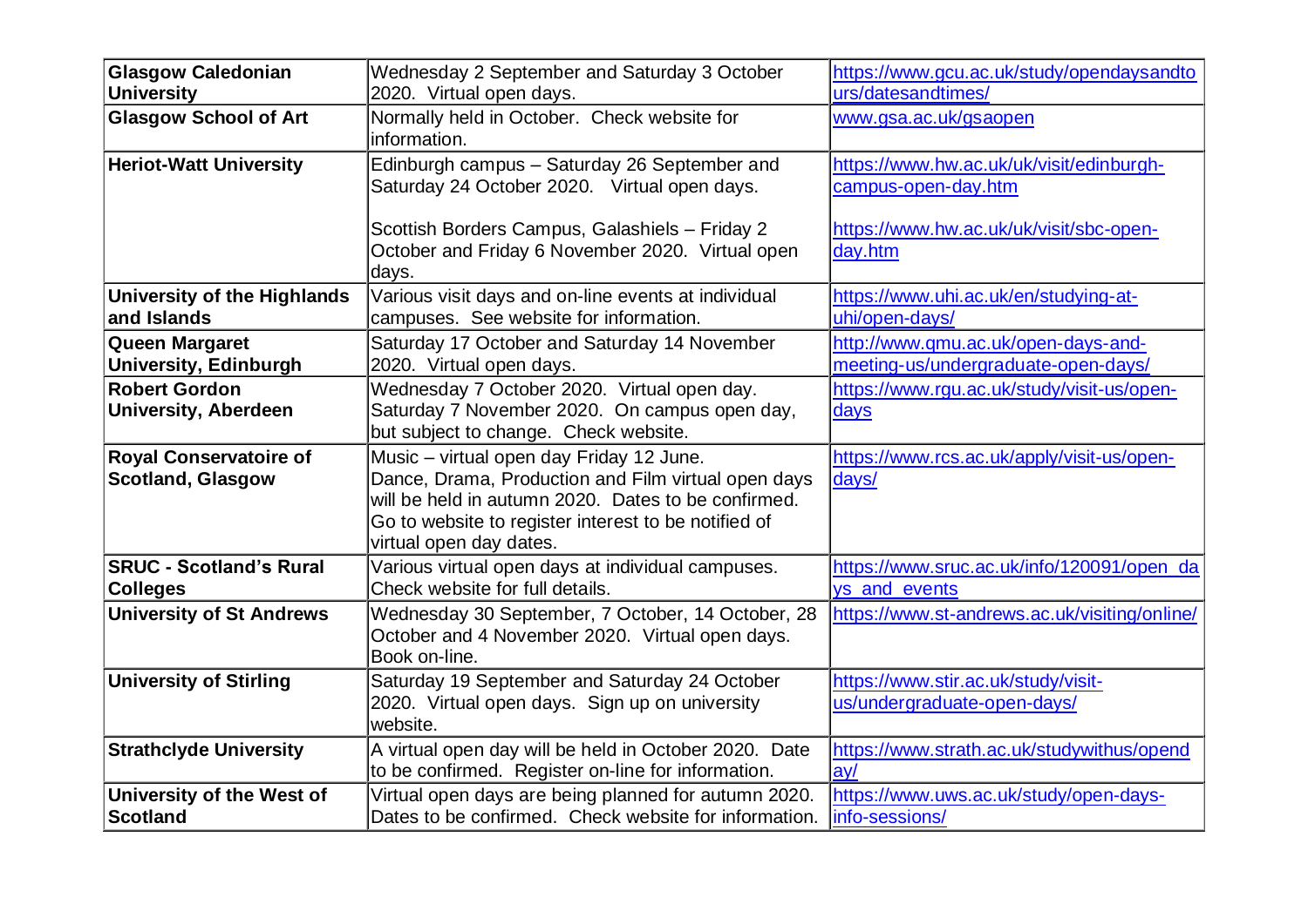| | | |
|---|---|---|
| **Glasgow Caledonian University** | Wednesday 2 September and Saturday 3 October 2020. Virtual open days. | https://www.gcu.ac.uk/study/opendaysandtours/datesandtimes/ |
| **Glasgow School of Art** | Normally held in October. Check website for information. | www.gsa.ac.uk/gsaopen |
| **Heriot-Watt University** | Edinburgh campus – Saturday 26 September and Saturday 24 October 2020. Virtual open days.<br><br>Scottish Borders Campus, Galashiels – Friday 2 October and Friday 6 November 2020. Virtual open days. | https://www.hw.ac.uk/uk/visit/edinburgh-campus-open-day.htm<br><br>https://www.hw.ac.uk/uk/visit/sbc-open-day.htm |
| **University of the Highlands and Islands** | Various visit days and on-line events at individual campuses. See website for information. | https://www.uhi.ac.uk/en/studying-at-uhi/open-days/ |
| **Queen Margaret University, Edinburgh** | Saturday 17 October and Saturday 14 November 2020. Virtual open days. | http://www.qmu.ac.uk/open-days-and-meeting-us/undergraduate-open-days/ |
| **Robert Gordon University, Aberdeen** | Wednesday 7 October 2020. Virtual open day. Saturday 7 November 2020. On campus open day, but subject to change. Check website. | https://www.rgu.ac.uk/study/visit-us/open-days |
| **Royal Conservatoire of Scotland, Glasgow** | Music – virtual open day Friday 12 June. Dance, Drama, Production and Film virtual open days will be held in autumn 2020. Dates to be confirmed. Go to website to register interest to be notified of virtual open day dates. | https://www.rcs.ac.uk/apply/visit-us/open-days/ |
| **SRUC - Scotland's Rural Colleges** | Various virtual open days at individual campuses. Check website for full details. | https://www.sruc.ac.uk/info/120091/open_days_and_events |
| **University of St Andrews** | Wednesday 30 September, 7 October, 14 October, 28 October and 4 November 2020. Virtual open days. Book on-line. | https://www.st-andrews.ac.uk/visiting/online/ |
| **University of Stirling** | Saturday 19 September and Saturday 24 October 2020. Virtual open days. Sign up on university website. | https://www.stir.ac.uk/study/visit-us/undergraduate-open-days/ |
| **Strathclyde University** | A virtual open day will be held in October 2020. Date to be confirmed. Register on-line for information. | https://www.strath.ac.uk/studywithus/openday/ |
| **University of the West of Scotland** | Virtual open days are being planned for autumn 2020. Dates to be confirmed. Check website for information. | https://www.uws.ac.uk/study/open-days-info-sessions/ |